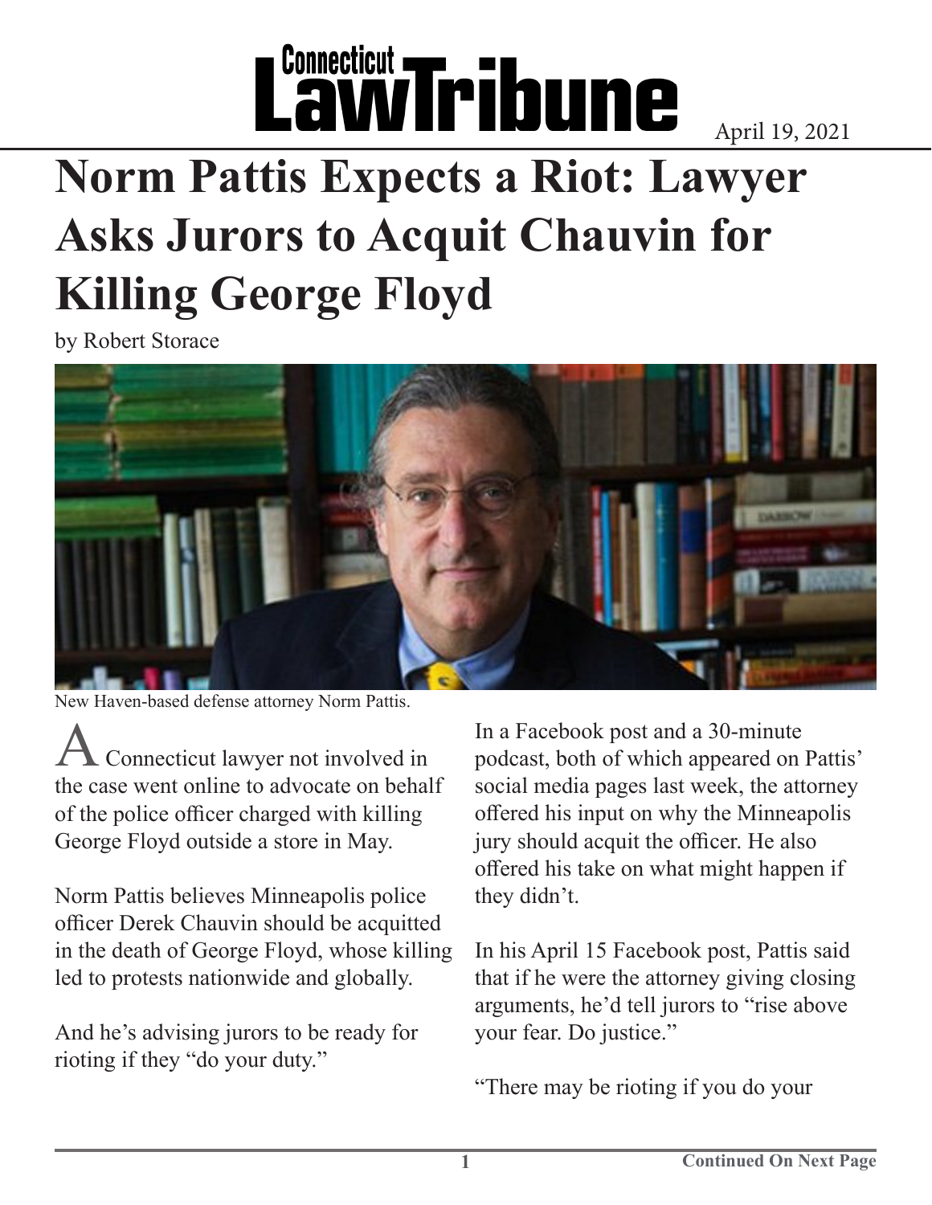Connecticut Law Tribune

April 19, 2021

# Norm Pattis Expects a Riot: Lawyer Asks Jurors to Acquit Chauvin for Killing George Floyd

by Robert Storace

New Haven-based defense attorney Norm Pattis.

A Connecticut lawyer not involved in the case went online to advocate on behalf of the police officer charged with killing George Floyd outside a store in May.

Norm Pattis believes Minneapolis police officer Derek Chauvin should be acquitted in the death of George Floyd, whose killing led to protests nationwide and globally.

And he's advising jurors to be ready for rioting if they "do your duty."

In a Facebook post and a 30-minute podcast, both of which appeared on Pattis' social media pages last week, the attorney offered his input on why the Minneapolis jury should acquit the officer. He also offered his take on what might happen if they didn't.

In his April 15 Facebook post, Pattis said that if he were the attorney giving closing arguments, he'd tell jurors to "rise above your fear. Do justice."

"There may be rioting if you do your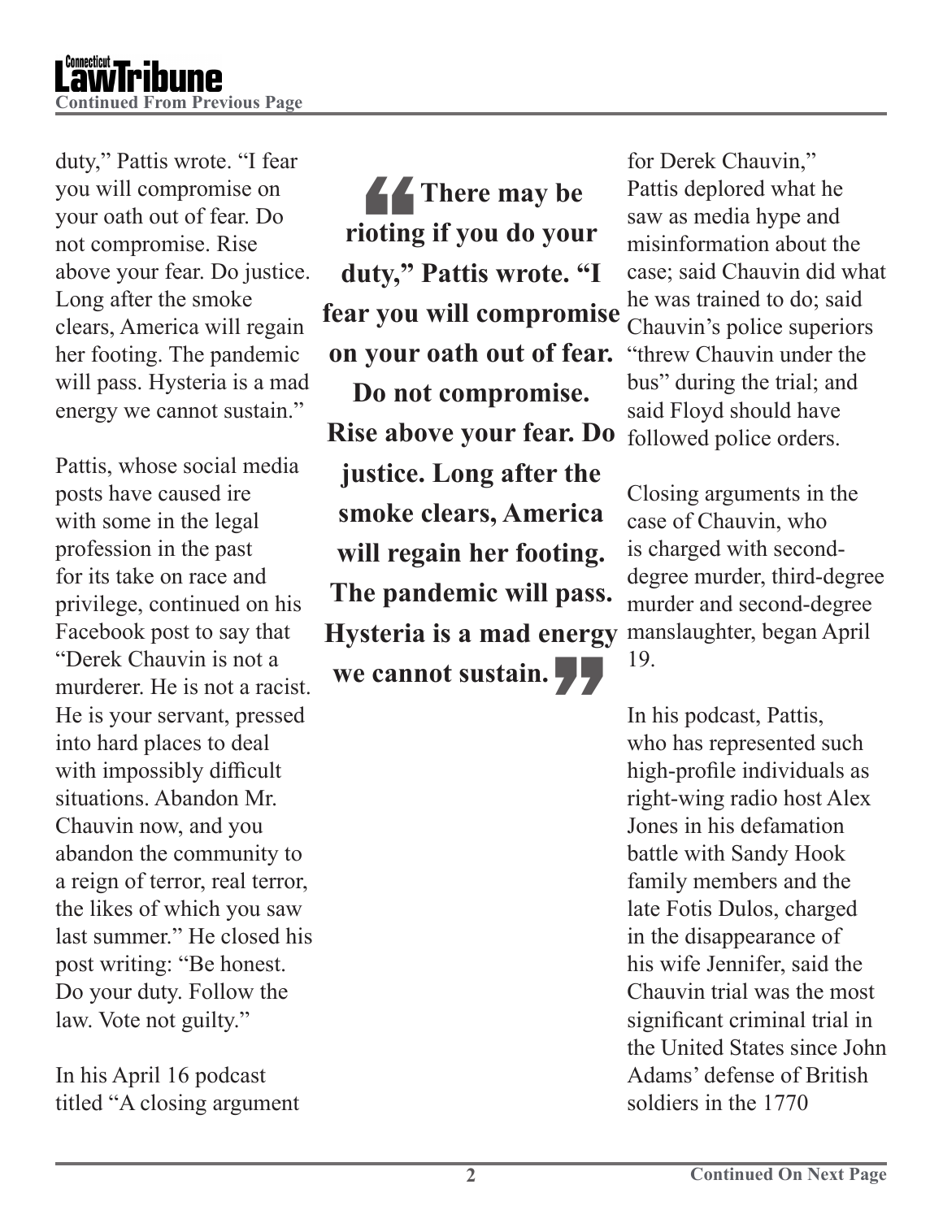duty," Pattis wrote. "I fear you will compromise on your oath out of fear. Do not compromise. Rise above your fear. Do justice. Long after the smoke clears, America will regain her footing. The pandemic will pass. Hysteria is a mad energy we cannot sustain."

Pattis, whose social media posts have caused ire with some in the legal profession in the past for its take on race and privilege, continued on his Facebook post to say that "Derek Chauvin is not a murderer. He is not a racist. He is your servant, pressed into hard places to deal with impossibly difficult situations. Abandon Mr. Chauvin now, and you abandon the community to a reign of terror, real terror, the likes of which you saw last summer." He closed his post writing: "Be honest. Do your duty. Follow the law. Vote not guilty."

In his April 16 podcast titled "A closing argument for Derek Chauvin," Pattis deplored what he saw as media hype and misinformation about the case; said Chauvin did what he was trained to do; said Chauvin's police superiors "threw Chauvin under the bus" during the trial; and said Floyd should have followed police orders.

> **"There may be rioting if you do your duty," Pattis wrote. "I fear you will compromise on your oath out of fear. Do not compromise. Rise above your fear. Do justice. Long after the smoke clears, America will regain her footing. The pandemic will pass. Hysteria is a mad energy we cannot sustain."**

Closing arguments in the case of Chauvin, who is charged with second-degree murder, third-degree murder and second-degree manslaughter, began April 19.

In his podcast, Pattis, who has represented such high-profile individuals as right-wing radio host Alex Jones in his defamation battle with Sandy Hook family members and the late Fotis Dulos, charged in the disappearance of his wife Jennifer, said the Chauvin trial was the most significant criminal trial in the United States since John Adams' defense of British soldiers in the 1770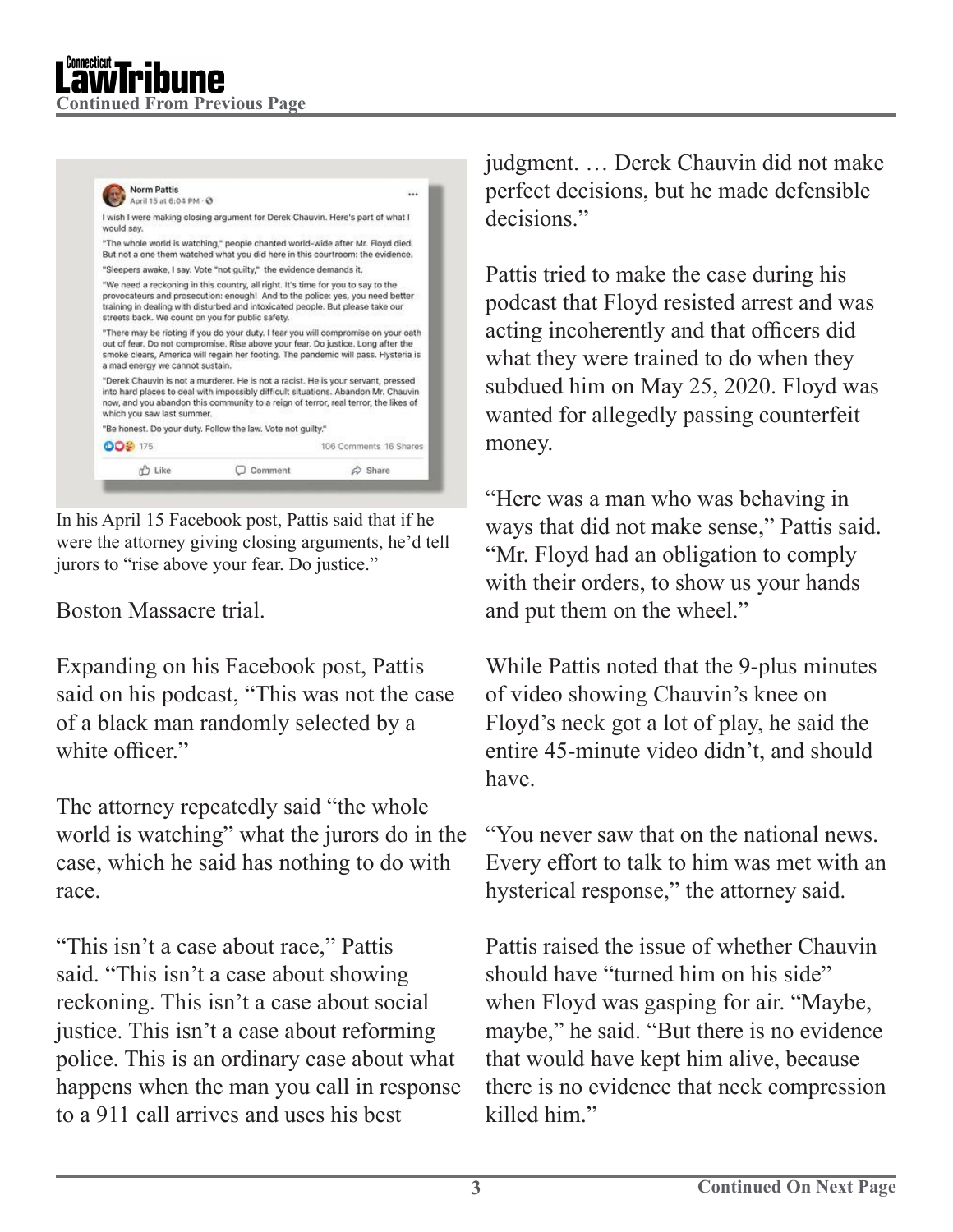> **Norm Pattis**
> April 15 at 6:04 PM
>
> I wish I were making closing argument for Derek Chauvin. Here's part of what I would say.
>
> "The whole world is watching," people chanted world-wide after Mr. Floyd died. But not a one them watched what you did here in this courtroom: the evidence.
>
> "Sleepers awake, I say. Vote "not guilty," the evidence demands it.
>
> "We need a reckoning in this country, all right. It's time for you to say to the provocateurs and prosecution: enough! And to the police: yes, you need better training in dealing with disturbed and intoxicated people. But please take our streets back. We count on you for public safety.
>
> "There may be rioting if you do your duty. I fear you will compromise on your oath out of fear. Do not compromise. Rise above your fear. Do justice. Long after the smoke clears, America will regain her footing. The pandemic will pass. Hysteria is a mad energy we cannot sustain.
>
> "Derek Chauvin is not a murderer. He is not a racist. He is your servant, pressed into hard places to deal with impossibly difficult situations. Abandon Mr. Chauvin now, and you abandon this community to a reign of terror, real terror, the likes of which you saw last summer.
>
> "Be honest. Do your duty. Follow the law. Vote not guilty."
>
> 175 · 106 Comments 16 Shares
>
> Like · Comment · Share

In his April 15 Facebook post, Pattis said that if he were the attorney giving closing arguments, he'd tell jurors to "rise above your fear. Do justice."

Boston Massacre trial.

Expanding on his Facebook post, Pattis said on his podcast, "This was not the case of a black man randomly selected by a white officer."

The attorney repeatedly said "the whole world is watching" what the jurors do in the case, which he said has nothing to do with race.

"This isn't a case about race," Pattis said. "This isn't a case about showing reckoning. This isn't a case about social justice. This isn't a case about reforming police. This is an ordinary case about what happens when the man you call in response to a 911 call arrives and uses his best judgment. … Derek Chauvin did not make perfect decisions, but he made defensible decisions."

Pattis tried to make the case during his podcast that Floyd resisted arrest and was acting incoherently and that officers did what they were trained to do when they subdued him on May 25, 2020. Floyd was wanted for allegedly passing counterfeit money.

"Here was a man who was behaving in ways that did not make sense," Pattis said. "Mr. Floyd had an obligation to comply with their orders, to show us your hands and put them on the wheel."

While Pattis noted that the 9-plus minutes of video showing Chauvin's knee on Floyd's neck got a lot of play, he said the entire 45-minute video didn't, and should have.

"You never saw that on the national news. Every effort to talk to him was met with an hysterical response," the attorney said.

Pattis raised the issue of whether Chauvin should have "turned him on his side" when Floyd was gasping for air. "Maybe, maybe," he said. "But there is no evidence that would have kept him alive, because there is no evidence that neck compression killed him."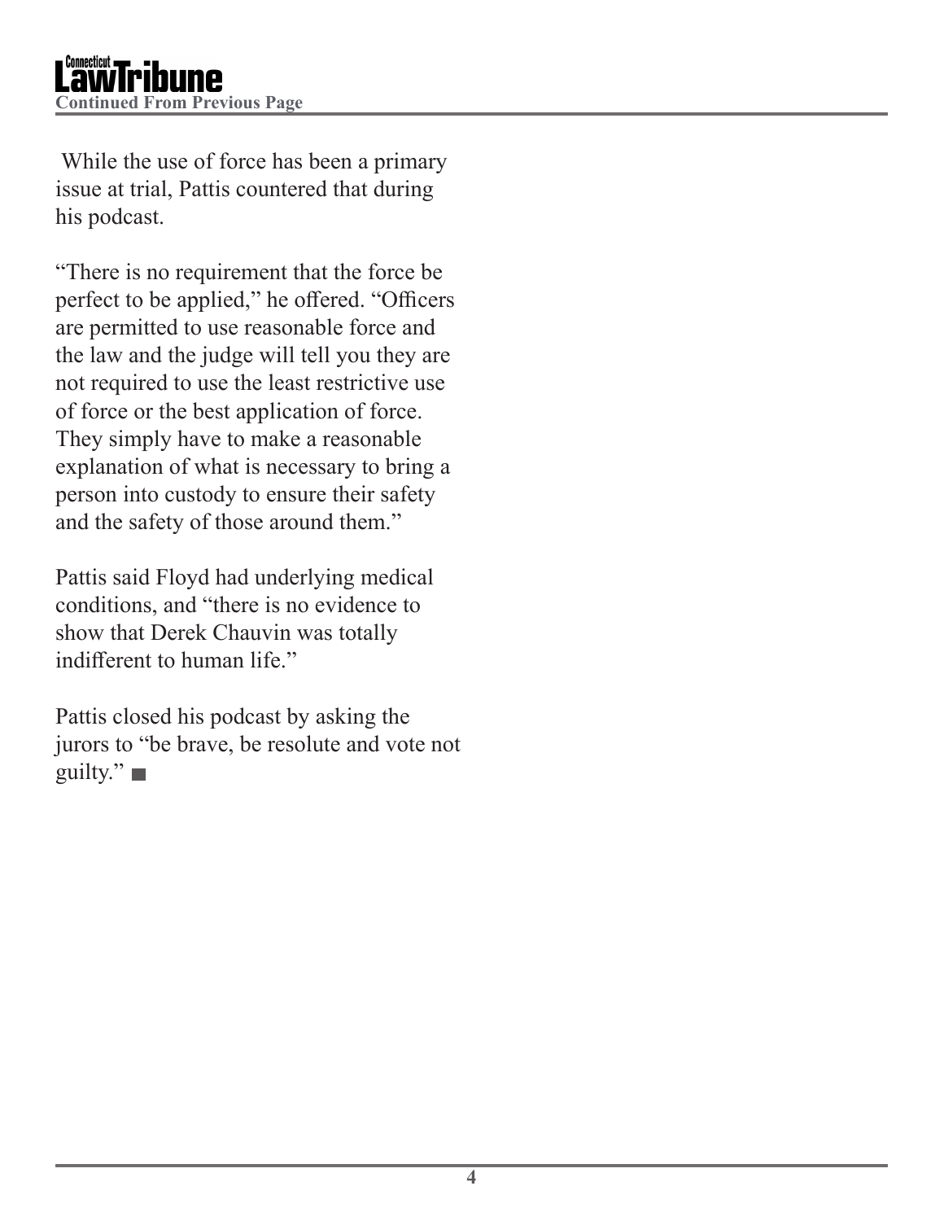While the use of force has been a primary issue at trial, Pattis countered that during his podcast.

"There is no requirement that the force be perfect to be applied," he offered. "Officers are permitted to use reasonable force and the law and the judge will tell you they are not required to use the least restrictive use of force or the best application of force. They simply have to make a reasonable explanation of what is necessary to bring a person into custody to ensure their safety and the safety of those around them."

Pattis said Floyd had underlying medical conditions, and "there is no evidence to show that Derek Chauvin was totally indifferent to human life."

Pattis closed his podcast by asking the jurors to "be brave, be resolute and vote not guilty." ■